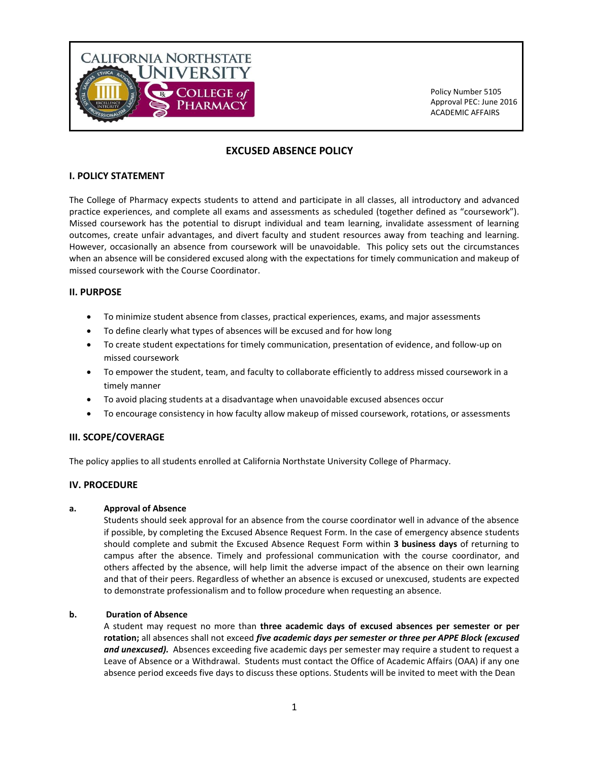CALIFORNIA NORTHSTATE UNIVERSITY COLLEGE of PHARMACY

Policy Number 5105
Approval PEC: June 2016
ACADEMIC AFFAIRS

# EXCUSED ABSENCE POLICY

## I. POLICY STATEMENT

The College of Pharmacy expects students to attend and participate in all classes, all introductory and advanced practice experiences, and complete all exams and assessments as scheduled (together defined as "coursework"). Missed coursework has the potential to disrupt individual and team learning, invalidate assessment of learning outcomes, create unfair advantages, and divert faculty and student resources away from teaching and learning. However, occasionally an absence from coursework will be unavoidable. This policy sets out the circumstances when an absence will be considered excused along with the expectations for timely communication and makeup of missed coursework with the Course Coordinator.

## II. PURPOSE

- To minimize student absence from classes, practical experiences, exams, and major assessments
- To define clearly what types of absences will be excused and for how long
- To create student expectations for timely communication, presentation of evidence, and follow-up on missed coursework
- To empower the student, team, and faculty to collaborate efficiently to address missed coursework in a timely manner
- To avoid placing students at a disadvantage when unavoidable excused absences occur
- To encourage consistency in how faculty allow makeup of missed coursework, rotations, or assessments

## III. SCOPE/COVERAGE

The policy applies to all students enrolled at California Northstate University College of Pharmacy.

## IV. PROCEDURE

### a. Approval of Absence

Students should seek approval for an absence from the course coordinator well in advance of the absence if possible, by completing the Excused Absence Request Form. In the case of emergency absence students should complete and submit the Excused Absence Request Form within **3 business days** of returning to campus after the absence. Timely and professional communication with the course coordinator, and others affected by the absence, will help limit the adverse impact of the absence on their own learning and that of their peers. Regardless of whether an absence is excused or unexcused, students are expected to demonstrate professionalism and to follow procedure when requesting an absence.

### b. Duration of Absence

A student may request no more than **three academic days of excused absences per semester or per rotation;** all absences shall not exceed ***five academic days per semester or three per APPE Block (excused and unexcused).*** Absences exceeding five academic days per semester may require a student to request a Leave of Absence or a Withdrawal. Students must contact the Office of Academic Affairs (OAA) if any one absence period exceeds five days to discuss these options. Students will be invited to meet with the Dean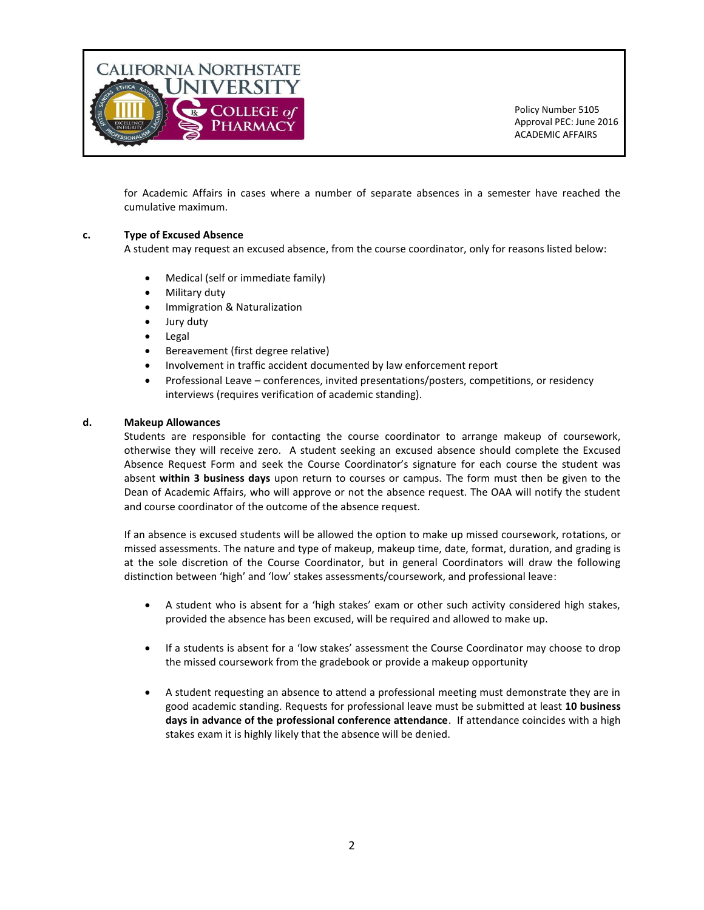for Academic Affairs in cases where a number of separate absences in a semester have reached the cumulative maximum.

**c. Type of Excused Absence**

A student may request an excused absence, from the course coordinator, only for reasons listed below:

- Medical (self or immediate family)
- Military duty
- Immigration & Naturalization
- Jury duty
- Legal
- Bereavement (first degree relative)
- Involvement in traffic accident documented by law enforcement report
- Professional Leave – conferences, invited presentations/posters, competitions, or residency interviews (requires verification of academic standing).

**d. Makeup Allowances**

Students are responsible for contacting the course coordinator to arrange makeup of coursework, otherwise they will receive zero. A student seeking an excused absence should complete the Excused Absence Request Form and seek the Course Coordinator's signature for each course the student was absent **within 3 business days** upon return to courses or campus. The form must then be given to the Dean of Academic Affairs, who will approve or not the absence request. The OAA will notify the student and course coordinator of the outcome of the absence request.

If an absence is excused students will be allowed the option to make up missed coursework, rotations, or missed assessments. The nature and type of makeup, makeup time, date, format, duration, and grading is at the sole discretion of the Course Coordinator, but in general Coordinators will draw the following distinction between 'high' and 'low' stakes assessments/coursework, and professional leave:

- A student who is absent for a 'high stakes' exam or other such activity considered high stakes, provided the absence has been excused, will be required and allowed to make up.

- If a students is absent for a 'low stakes' assessment the Course Coordinator may choose to drop the missed coursework from the gradebook or provide a makeup opportunity

- A student requesting an absence to attend a professional meeting must demonstrate they are in good academic standing. Requests for professional leave must be submitted at least **10 business days in advance of the professional conference attendance**. If attendance coincides with a high stakes exam it is highly likely that the absence will be denied.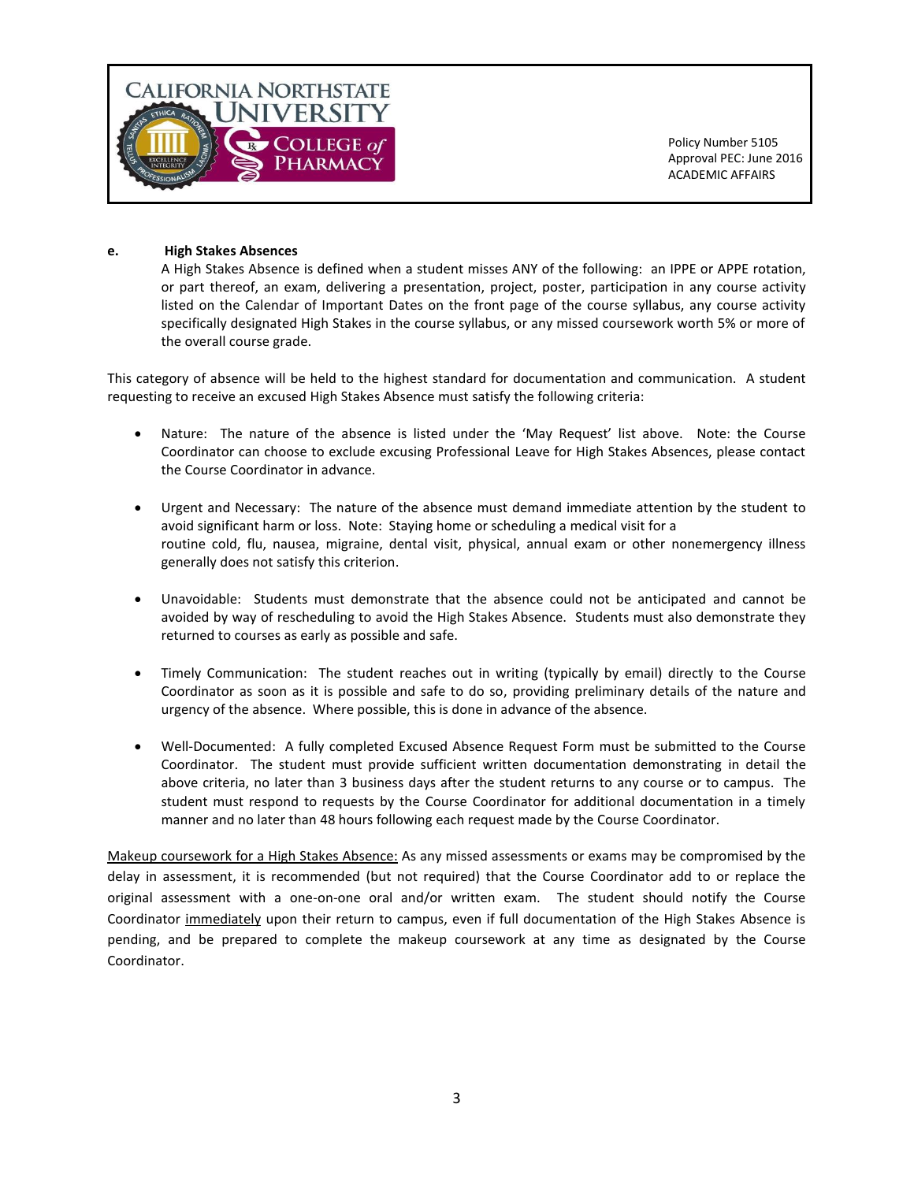**e. High Stakes Absences**

A High Stakes Absence is defined when a student misses ANY of the following: an IPPE or APPE rotation, or part thereof, an exam, delivering a presentation, project, poster, participation in any course activity listed on the Calendar of Important Dates on the front page of the course syllabus, any course activity specifically designated High Stakes in the course syllabus, or any missed coursework worth 5% or more of the overall course grade.

This category of absence will be held to the highest standard for documentation and communication. A student requesting to receive an excused High Stakes Absence must satisfy the following criteria:

- Nature: The nature of the absence is listed under the 'May Request' list above. Note: the Course Coordinator can choose to exclude excusing Professional Leave for High Stakes Absences, please contact the Course Coordinator in advance.
- Urgent and Necessary: The nature of the absence must demand immediate attention by the student to avoid significant harm or loss. Note: Staying home or scheduling a medical visit for a routine cold, flu, nausea, migraine, dental visit, physical, annual exam or other nonemergency illness generally does not satisfy this criterion.
- Unavoidable: Students must demonstrate that the absence could not be anticipated and cannot be avoided by way of rescheduling to avoid the High Stakes Absence. Students must also demonstrate they returned to courses as early as possible and safe.
- Timely Communication: The student reaches out in writing (typically by email) directly to the Course Coordinator as soon as it is possible and safe to do so, providing preliminary details of the nature and urgency of the absence. Where possible, this is done in advance of the absence.
- Well-Documented: A fully completed Excused Absence Request Form must be submitted to the Course Coordinator. The student must provide sufficient written documentation demonstrating in detail the above criteria, no later than 3 business days after the student returns to any course or to campus. The student must respond to requests by the Course Coordinator for additional documentation in a timely manner and no later than 48 hours following each request made by the Course Coordinator.

Makeup coursework for a High Stakes Absence: As any missed assessments or exams may be compromised by the delay in assessment, it is recommended (but not required) that the Course Coordinator add to or replace the original assessment with a one-on-one oral and/or written exam. The student should notify the Course Coordinator immediately upon their return to campus, even if full documentation of the High Stakes Absence is pending, and be prepared to complete the makeup coursework at any time as designated by the Course Coordinator.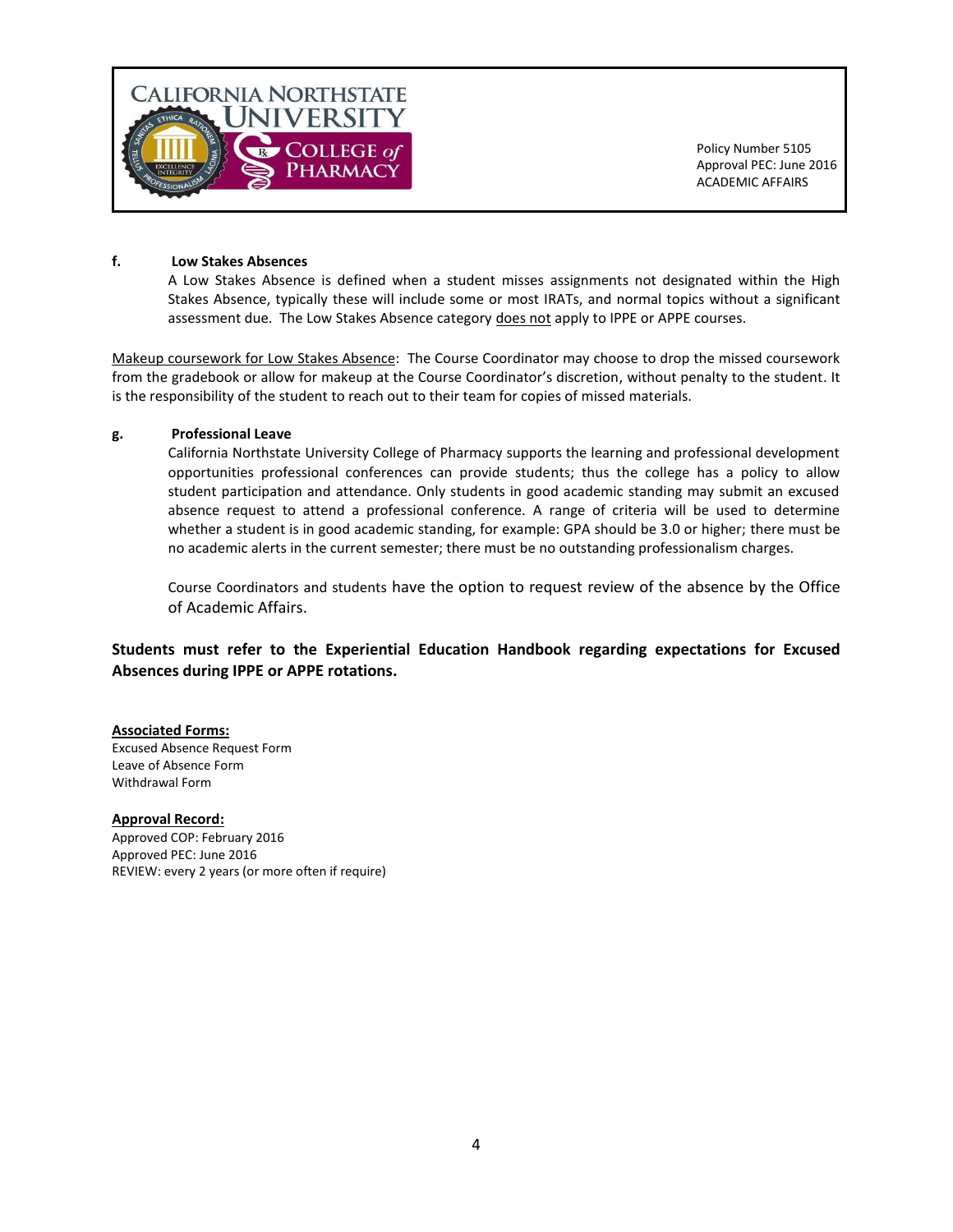**f. Low Stakes Absences**

A Low Stakes Absence is defined when a student misses assignments not designated within the High Stakes Absence, typically these will include some or most IRATs, and normal topics without a significant assessment due. The Low Stakes Absence category does not apply to IPPE or APPE courses.

Makeup coursework for Low Stakes Absence: The Course Coordinator may choose to drop the missed coursework from the gradebook or allow for makeup at the Course Coordinator's discretion, without penalty to the student. It is the responsibility of the student to reach out to their team for copies of missed materials.

**g. Professional Leave**

California Northstate University College of Pharmacy supports the learning and professional development opportunities professional conferences can provide students; thus the college has a policy to allow student participation and attendance. Only students in good academic standing may submit an excused absence request to attend a professional conference. A range of criteria will be used to determine whether a student is in good academic standing, for example: GPA should be 3.0 or higher; there must be no academic alerts in the current semester; there must be no outstanding professionalism charges.

Course Coordinators and students have the option to request review of the absence by the Office of Academic Affairs.

**Students must refer to the Experiential Education Handbook regarding expectations for Excused Absences during IPPE or APPE rotations.**

**Associated Forms:**

Excused Absence Request Form
Leave of Absence Form
Withdrawal Form

**Approval Record:**

Approved COP: February 2016
Approved PEC: June 2016
REVIEW: every 2 years (or more often if require)